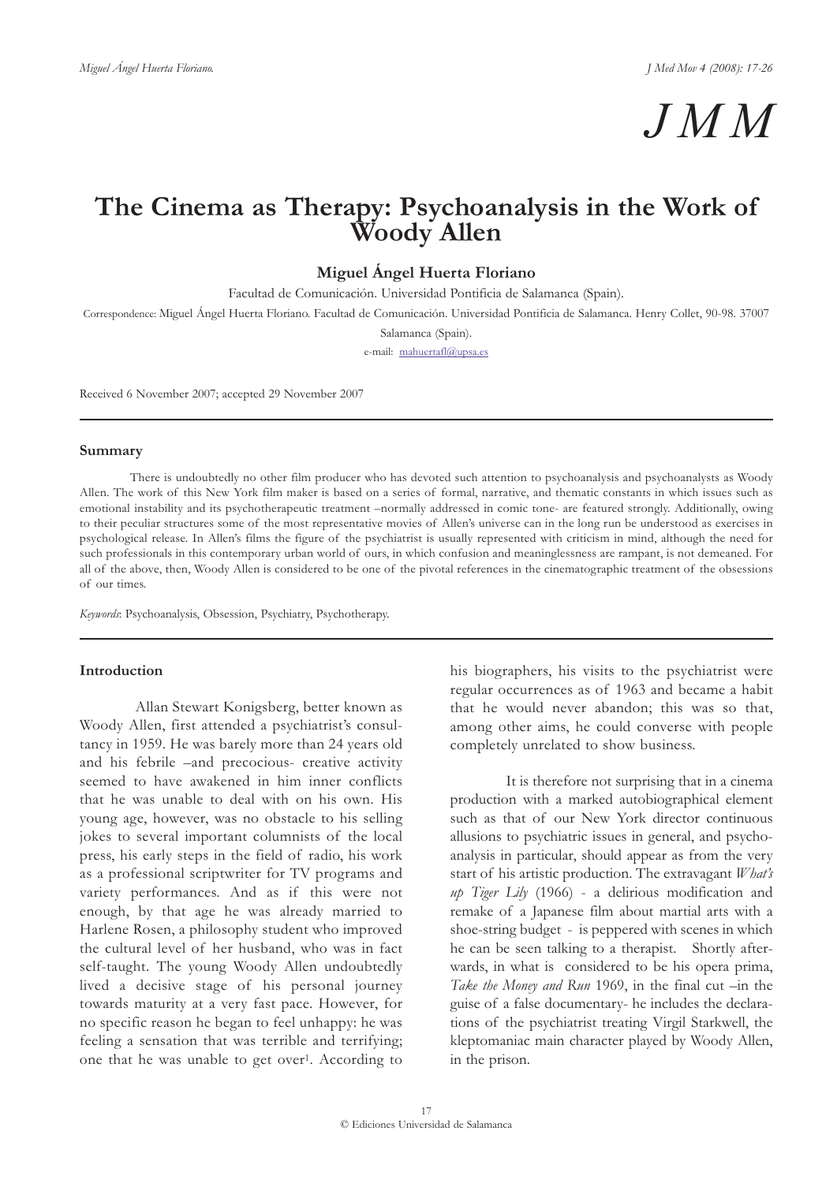# The Cinema as Therapy: Psychoanalysis in the Work of Woody Allen

**Miguel Ángel Huerta Floriano**

Facultad de Comunicación. Universidad Pontificia de Salamanca (Spain).

Correspondence: Miguel Ángel Huerta Floriano. Facultad de Comunicación. Universidad Pontificia de Salamanca. Henry Collet, 90-98. 37007 Salamanca (Spain).

e-mail: mahuertafl@upsa.es

Received 6 November 2007; accepted 29 November 2007

---

## Summary

There is undoubtedly no other film producer who has devoted such attention to psychoanalysis and psychoanalysts as Woody Allen. The work of this New York film maker is based on a series of formal, narrative, and thematic constants in which issues such as emotional instability and its psychotherapeutic treatment –normally addressed in comic tone- are featured strongly. Additionally, owing to their peculiar structures some of the most representative movies of Allen's universe can in the long run be understood as exercises in psychological release. In Allen's films the figure of the psychiatrist is usually represented with criticism in mind, although the need for such professionals in this contemporary urban world of ours, in which confusion and meaninglessness are rampant, is not demeaned. For all of the above, then, Woody Allen is considered to be one of the pivotal references in the cinematographic treatment of the obsessions of our times.

*Keywords*: Psychoanalysis, Obsession, Psychiatry, Psychotherapy.

---

## Introduction

Allan Stewart Konigsberg, better known as Woody Allen, first attended a psychiatrist's consultancy in 1959. He was barely more than 24 years old and his febrile –and precocious- creative activity seemed to have awakened in him inner conflicts that he was unable to deal with on his own. His young age, however, was no obstacle to his selling jokes to several important columnists of the local press, his early steps in the field of radio, his work as a professional scriptwriter for TV programs and variety performances. And as if this were not enough, by that age he was already married to Harlene Rosen, a philosophy student who improved the cultural level of her husband, who was in fact self-taught. The young Woody Allen undoubtedly lived a decisive stage of his personal journey towards maturity at a very fast pace. However, for no specific reason he began to feel unhappy: he was feeling a sensation that was terrible and terrifying; one that he was unable to get over[1]. According to his biographers, his visits to the psychiatrist were regular occurrences as of 1963 and became a habit that he would never abandon; this was so that, among other aims, he could converse with people completely unrelated to show business.

It is therefore not surprising that in a cinema production with a marked autobiographical element such as that of our New York director continuous allusions to psychiatric issues in general, and psychoanalysis in particular, should appear as from the very start of his artistic production. The extravagant *What's up Tiger Lily* (1966) - a delirious modification and remake of a Japanese film about martial arts with a shoe-string budget - is peppered with scenes in which he can be seen talking to a therapist. Shortly afterwards, in what is considered to be his opera prima, *Take the Money and Run* 1969, in the final cut –in the guise of a false documentary- he includes the declarations of the psychiatrist treating Virgil Starkwell, the kleptomaniac main character played by Woody Allen, in the prison.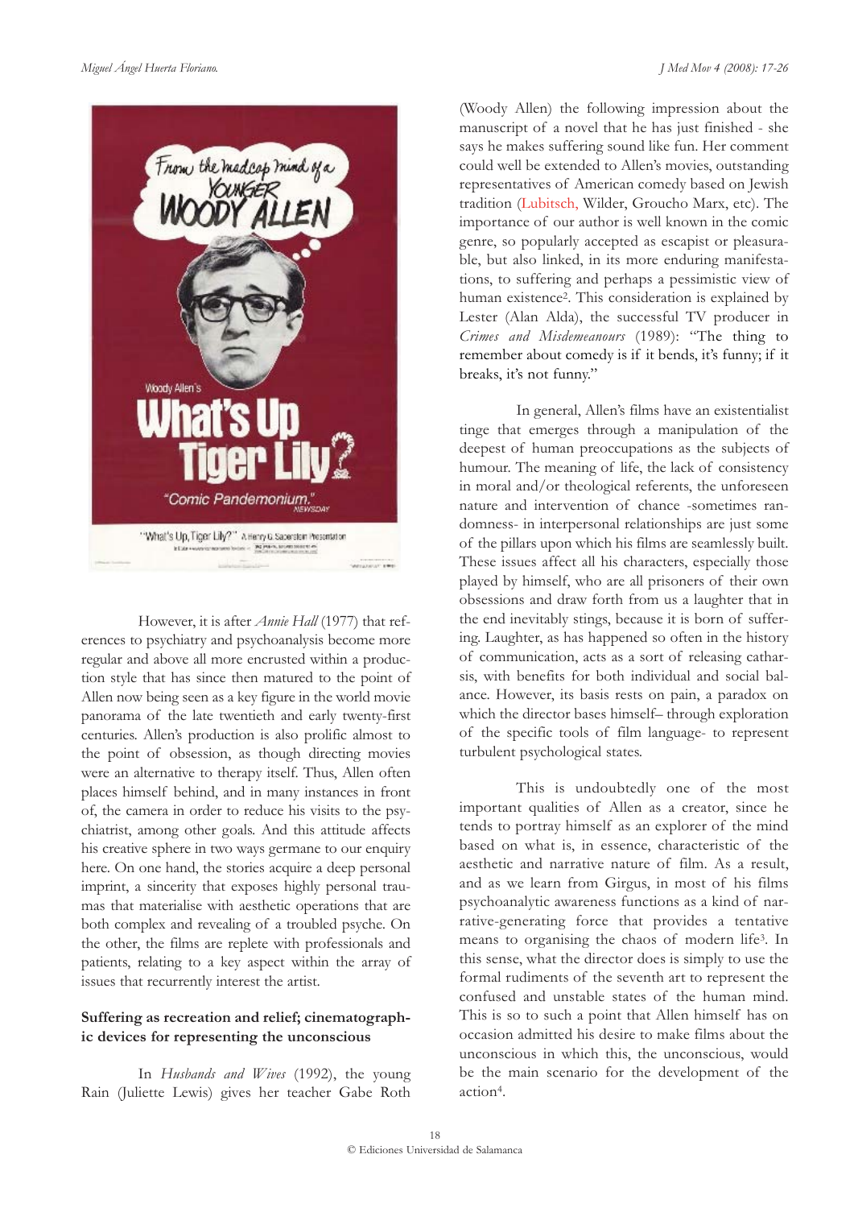However, it is after *Annie Hall* (1977) that references to psychiatry and psychoanalysis become more regular and above all more encrusted within a production style that has since then matured to the point of Allen now being seen as a key figure in the world movie panorama of the late twentieth and early twenty-first centuries. Allen's production is also prolific almost to the point of obsession, as though directing movies were an alternative to therapy itself. Thus, Allen often places himself behind, and in many instances in front of, the camera in order to reduce his visits to the psychiatrist, among other goals. And this attitude affects his creative sphere in two ways germane to our enquiry here. On one hand, the stories acquire a deep personal imprint, a sincerity that exposes highly personal traumas that materialise with aesthetic operations that are both complex and revealing of a troubled psyche. On the other, the films are replete with professionals and patients, relating to a key aspect within the array of issues that recurrently interest the artist.

**Suffering as recreation and relief; cinematographic devices for representing the unconscious**

In *Husbands and Wives* (1992), the young Rain (Juliette Lewis) gives her teacher Gabe Roth (Woody Allen) the following impression about the manuscript of a novel that he has just finished - she says he makes suffering sound like fun. Her comment could well be extended to Allen's movies, outstanding representatives of American comedy based on Jewish tradition (Lubitsch, Wilder, Groucho Marx, etc). The importance of our author is well known in the comic genre, so popularly accepted as escapist or pleasurable, but also linked, in its more enduring manifestations, to suffering and perhaps a pessimistic view of human existence[2]. This consideration is explained by Lester (Alan Alda), the successful TV producer in *Crimes and Misdemeanours* (1989): "The thing to remember about comedy is if it bends, it's funny; if it breaks, it's not funny."

In general, Allen's films have an existentialist tinge that emerges through a manipulation of the deepest of human preoccupations as the subjects of humour. The meaning of life, the lack of consistency in moral and/or theological referents, the unforeseen nature and intervention of chance -sometimes randomness- in interpersonal relationships are just some of the pillars upon which his films are seamlessly built. These issues affect all his characters, especially those played by himself, who are all prisoners of their own obsessions and draw forth from us a laughter that in the end inevitably stings, because it is born of suffering. Laughter, as has happened so often in the history of communication, acts as a sort of releasing catharsis, with benefits for both individual and social balance. However, its basis rests on pain, a paradox on which the director bases himself– through exploration of the specific tools of film language- to represent turbulent psychological states.

This is undoubtedly one of the most important qualities of Allen as a creator, since he tends to portray himself as an explorer of the mind based on what is, in essence, characteristic of the aesthetic and narrative nature of film. As a result, and as we learn from Girgus, in most of his films psychoanalytic awareness functions as a kind of narrative-generating force that provides a tentative means to organising the chaos of modern life[3]. In this sense, what the director does is simply to use the formal rudiments of the seventh art to represent the confused and unstable states of the human mind. This is so to such a point that Allen himself has on occasion admitted his desire to make films about the unconscious in which this, the unconscious, would be the main scenario for the development of the action[4].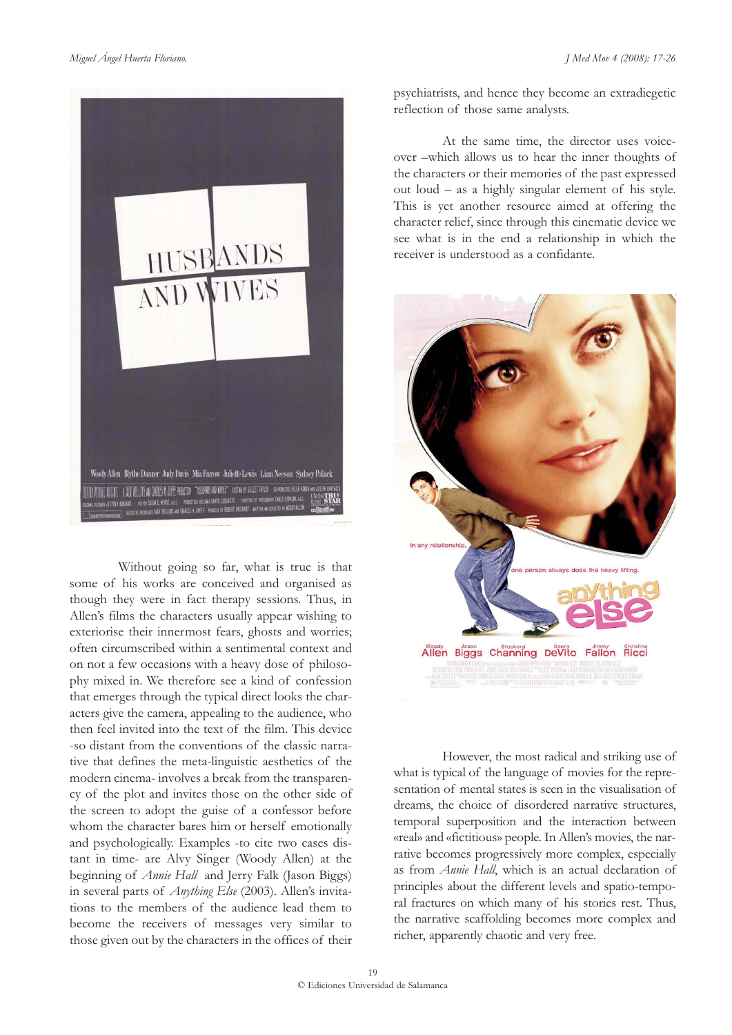psychiatrists, and hence they become an extradiegetic reflection of those same analysts.

At the same time, the director uses voice-over –which allows us to hear the inner thoughts of the characters or their memories of the past expressed out loud – as a highly singular element of his style. This is yet another resource aimed at offering the character relief, since through this cinematic device we see what is in the end a relationship in which the receiver is understood as a confidante.

Without going so far, what is true is that some of his works are conceived and organised as though they were in fact therapy sessions. Thus, in Allen's films the characters usually appear wishing to exteriorise their innermost fears, ghosts and worries; often circumscribed within a sentimental context and on not a few occasions with a heavy dose of philosophy mixed in. We therefore see a kind of confession that emerges through the typical direct looks the characters give the camera, appealing to the audience, who then feel invited into the text of the film. This device -so distant from the conventions of the classic narrative that defines the meta-linguistic aesthetics of the modern cinema- involves a break from the transparency of the plot and invites those on the other side of the screen to adopt the guise of a confessor before whom the character bares him or herself emotionally and psychologically. Examples -to cite two cases distant in time- are Alvy Singer (Woody Allen) at the beginning of *Annie Hall* and Jerry Falk (Jason Biggs) in several parts of *Anything Else* (2003). Allen's invitations to the members of the audience lead them to become the receivers of messages very similar to those given out by the characters in the offices of their

However, the most radical and striking use of what is typical of the language of movies for the representation of mental states is seen in the visualisation of dreams, the choice of disordered narrative structures, temporal superposition and the interaction between «real» and «fictitious» people. In Allen's movies, the narrative becomes progressively more complex, especially as from *Annie Hall*, which is an actual declaration of principles about the different levels and spatio-temporal fractures on which many of his stories rest. Thus, the narrative scaffolding becomes more complex and richer, apparently chaotic and very free.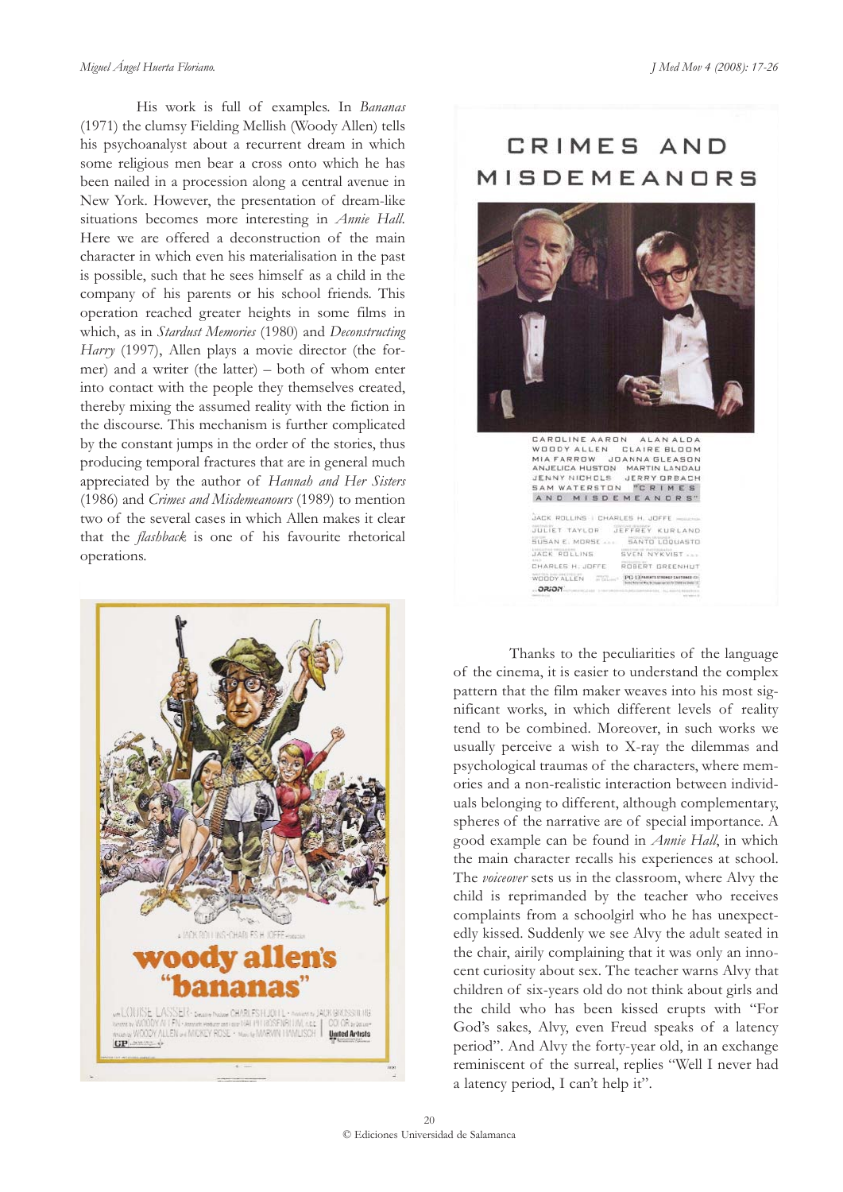His work is full of examples. In *Bananas* (1971) the clumsy Fielding Mellish (Woody Allen) tells his psychoanalyst about a recurrent dream in which some religious men bear a cross onto which he has been nailed in a procession along a central avenue in New York. However, the presentation of dream-like situations becomes more interesting in *Annie Hall*. Here we are offered a deconstruction of the main character in which even his materialisation in the past is possible, such that he sees himself as a child in the company of his parents or his school friends. This operation reached greater heights in some films in which, as in *Stardust Memories* (1980) and *Deconstructing Harry* (1997), Allen plays a movie director (the former) and a writer (the latter) – both of whom enter into contact with the people they themselves created, thereby mixing the assumed reality with the fiction in the discourse. This mechanism is further complicated by the constant jumps in the order of the stories, thus producing temporal fractures that are in general much appreciated by the author of *Hannah and Her Sisters* (1986) and *Crimes and Misdemeanours* (1989) to mention two of the several cases in which Allen makes it clear that the *flashback* is one of his favourite rhetorical operations.

Thanks to the peculiarities of the language of the cinema, it is easier to understand the complex pattern that the film maker weaves into his most significant works, in which different levels of reality tend to be combined. Moreover, in such works we usually perceive a wish to X-ray the dilemmas and psychological traumas of the characters, where memories and a non-realistic interaction between individuals belonging to different, although complementary, spheres of the narrative are of special importance. A good example can be found in *Annie Hall*, in which the main character recalls his experiences at school. The *voiceover* sets us in the classroom, where Alvy the child is reprimanded by the teacher who receives complaints from a schoolgirl who he has unexpectedly kissed. Suddenly we see Alvy the adult seated in the chair, airily complaining that it was only an innocent curiosity about sex. The teacher warns Alvy that children of six-years old do not think about girls and the child who has been kissed erupts with "For God's sakes, Alvy, even Freud speaks of a latency period". And Alvy the forty-year old, in an exchange reminiscent of the surreal, replies "Well I never had a latency period, I can't help it".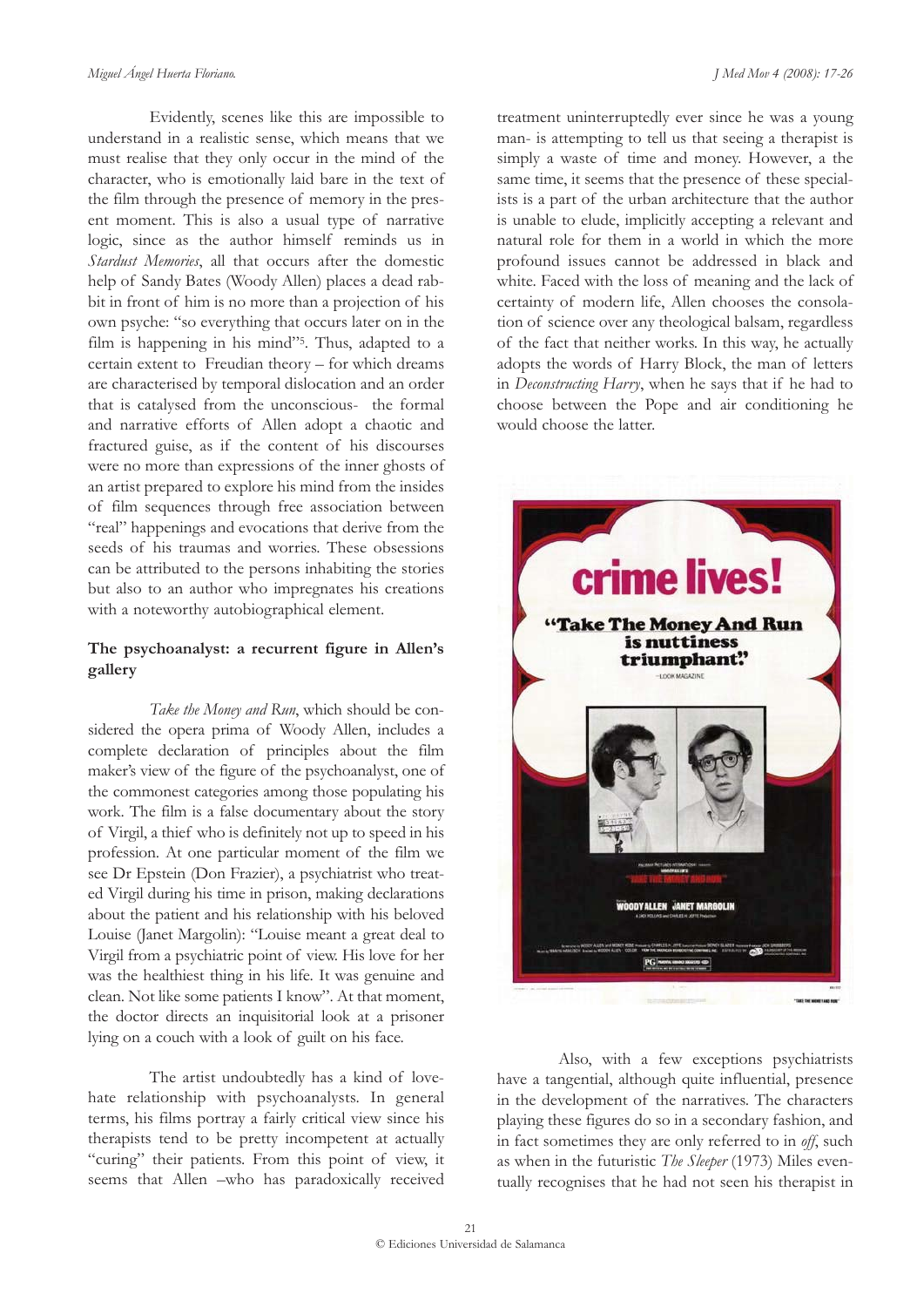Evidently, scenes like this are impossible to understand in a realistic sense, which means that we must realise that they only occur in the mind of the character, who is emotionally laid bare in the text of the film through the presence of memory in the present moment. This is also a usual type of narrative logic, since as the author himself reminds us in *Stardust Memories*, all that occurs after the domestic help of Sandy Bates (Woody Allen) places a dead rabbit in front of him is no more than a projection of his own psyche: "so everything that occurs later on in the film is happening in his mind"[5]. Thus, adapted to a certain extent to Freudian theory – for which dreams are characterised by temporal dislocation and an order that is catalysed from the unconscious- the formal and narrative efforts of Allen adopt a chaotic and fractured guise, as if the content of his discourses were no more than expressions of the inner ghosts of an artist prepared to explore his mind from the insides of film sequences through free association between "real" happenings and evocations that derive from the seeds of his traumas and worries. These obsessions can be attributed to the persons inhabiting the stories but also to an author who impregnates his creations with a noteworthy autobiographical element.

## The psychoanalyst: a recurrent figure in Allen's gallery

*Take the Money and Run*, which should be considered the opera prima of Woody Allen, includes a complete declaration of principles about the film maker's view of the figure of the psychoanalyst, one of the commonest categories among those populating his work. The film is a false documentary about the story of Virgil, a thief who is definitely not up to speed in his profession. At one particular moment of the film we see Dr Epstein (Don Frazier), a psychiatrist who treated Virgil during his time in prison, making declarations about the patient and his relationship with his beloved Louise (Janet Margolin): "Louise meant a great deal to Virgil from a psychiatric point of view. His love for her was the healthiest thing in his life. It was genuine and clean. Not like some patients I know". At that moment, the doctor directs an inquisitorial look at a prisoner lying on a couch with a look of guilt on his face.

The artist undoubtedly has a kind of love-hate relationship with psychoanalysts. In general terms, his films portray a fairly critical view since his therapists tend to be pretty incompetent at actually "curing" their patients. From this point of view, it seems that Allen –who has paradoxically received treatment uninterruptedly ever since he was a young man- is attempting to tell us that seeing a therapist is simply a waste of time and money. However, a the same time, it seems that the presence of these specialists is a part of the urban architecture that the author is unable to elude, implicitly accepting a relevant and natural role for them in a world in which the more profound issues cannot be addressed in black and white. Faced with the loss of meaning and the lack of certainty of modern life, Allen chooses the consolation of science over any theological balsam, regardless of the fact that neither works. In this way, he actually adopts the words of Harry Block, the man of letters in *Deconstructing Harry*, when he says that if he had to choose between the Pope and air conditioning he would choose the latter.

Also, with a few exceptions psychiatrists have a tangential, although quite influential, presence in the development of the narratives. The characters playing these figures do so in a secondary fashion, and in fact sometimes they are only referred to in *off*, such as when in the futuristic *The Sleeper* (1973) Miles eventually recognises that he had not seen his therapist in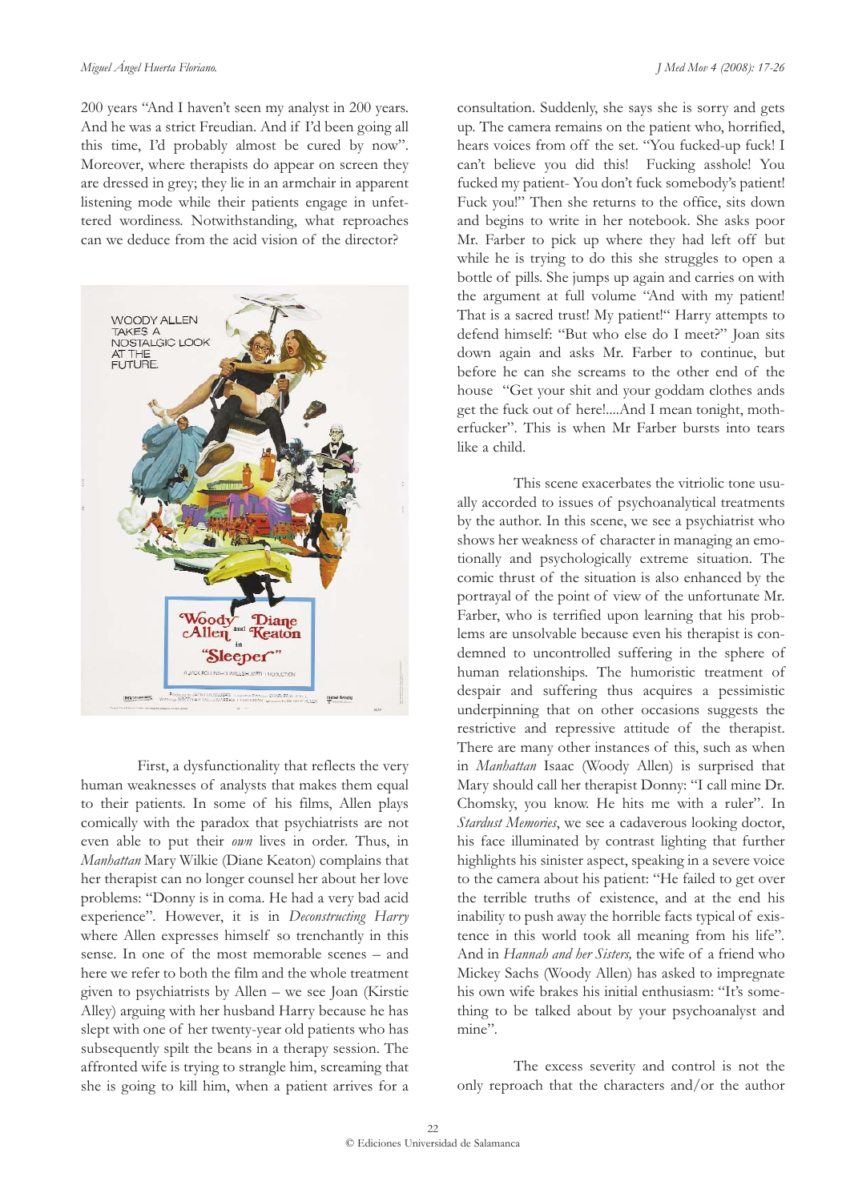200 years "And I haven't seen my analyst in 200 years. And he was a strict Freudian. And if I'd been going all this time, I'd probably almost be cured by now". Moreover, where therapists do appear on screen they are dressed in grey; they lie in an armchair in apparent listening mode while their patients engage in unfettered wordiness. Notwithstanding, what reproaches can we deduce from the acid vision of the director?

First, a dysfunctionality that reflects the very human weaknesses of analysts that makes them equal to their patients. In some of his films, Allen plays comically with the paradox that psychiatrists are not even able to put their *own* lives in order. Thus, in *Manhattan* Mary Wilkie (Diane Keaton) complains that her therapist can no longer counsel her about her love problems: "Donny is in coma. He had a very bad acid experience". However, it is in *Deconstructing Harry* where Allen expresses himself so trenchantly in this sense. In one of the most memorable scenes – and here we refer to both the film and the whole treatment given to psychiatrists by Allen – we see Joan (Kirstie Alley) arguing with her husband Harry because he has slept with one of her twenty-year old patients who has subsequently spilt the beans in a therapy session. The affronted wife is trying to strangle him, screaming that she is going to kill him, when a patient arrives for a consultation. Suddenly, she says she is sorry and gets up. The camera remains on the patient who, horrified, hears voices from off the set. "You fucked-up fuck! I can't believe you did this! Fucking asshole! You fucked my patient- You don't fuck somebody's patient! Fuck you!" Then she returns to the office, sits down and begins to write in her notebook. She asks poor Mr. Farber to pick up where they had left off but while he is trying to do this she struggles to open a bottle of pills. She jumps up again and carries on with the argument at full volume "And with my patient! That is a sacred trust! My patient!" Harry attempts to defend himself: "But who else do I meet?" Joan sits down again and asks Mr. Farber to continue, but before he can she screams to the other end of the house "Get your shit and your goddam clothes ands get the fuck out of here!....And I mean tonight, motherfucker". This is when Mr Farber bursts into tears like a child.

This scene exacerbates the vitriolic tone usually accorded to issues of psychoanalytical treatments by the author. In this scene, we see a psychiatrist who shows her weakness of character in managing an emotionally and psychologically extreme situation. The comic thrust of the situation is also enhanced by the portrayal of the point of view of the unfortunate Mr. Farber, who is terrified upon learning that his problems are unsolvable because even his therapist is condemned to uncontrolled suffering in the sphere of human relationships. The humoristic treatment of despair and suffering thus acquires a pessimistic underpinning that on other occasions suggests the restrictive and repressive attitude of the therapist. There are many other instances of this, such as when in *Manhattan* Isaac (Woody Allen) is surprised that Mary should call her therapist Donny: "I call mine Dr. Chomsky, you know. He hits me with a ruler". In *Stardust Memories*, we see a cadaverous looking doctor, his face illuminated by contrast lighting that further highlights his sinister aspect, speaking in a severe voice to the camera about his patient: "He failed to get over the terrible truths of existence, and at the end his inability to push away the horrible facts typical of existence in this world took all meaning from his life". And in *Hannah and her Sisters,* the wife of a friend who Mickey Sachs (Woody Allen) has asked to impregnate his own wife brakes his initial enthusiasm: "It's something to be talked about by your psychoanalyst and mine".

The excess severity and control is not the only reproach that the characters and/or the author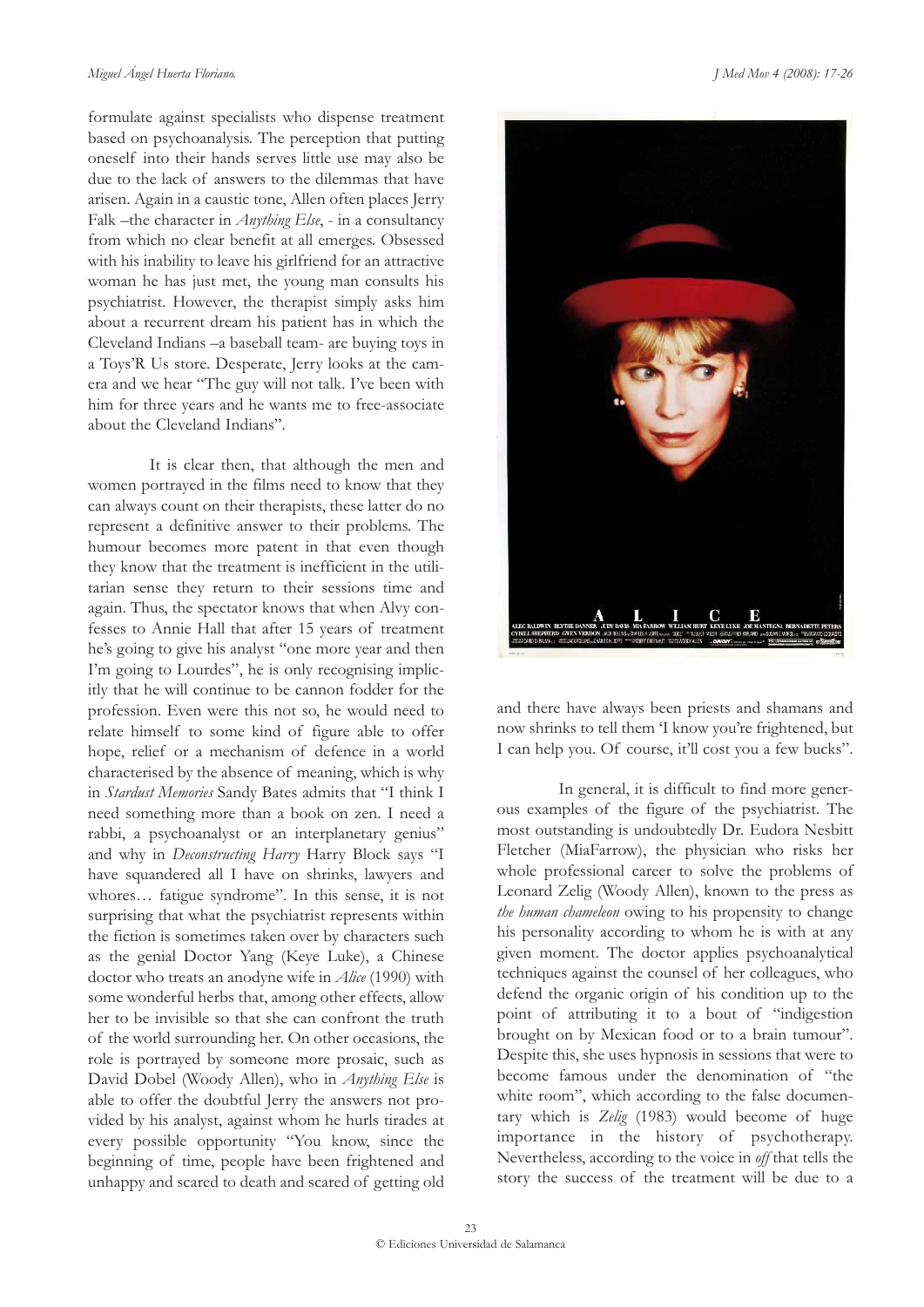formulate against specialists who dispense treatment based on psychoanalysis. The perception that putting oneself into their hands serves little use may also be due to the lack of answers to the dilemmas that have arisen. Again in a caustic tone, Allen often places Jerry Falk –the character in *Anything Else*, - in a consultancy from which no clear benefit at all emerges. Obsessed with his inability to leave his girlfriend for an attractive woman he has just met, the young man consults his psychiatrist. However, the therapist simply asks him about a recurrent dream his patient has in which the Cleveland Indians –a baseball team- are buying toys in a Toys'R Us store. Desperate, Jerry looks at the camera and we hear "The guy will not talk. I've been with him for three years and he wants me to free-associate about the Cleveland Indians".

It is clear then, that although the men and women portrayed in the films need to know that they can always count on their therapists, these latter do no represent a definitive answer to their problems. The humour becomes more patent in that even though they know that the treatment is inefficient in the utilitarian sense they return to their sessions time and again. Thus, the spectator knows that when Alvy confesses to Annie Hall that after 15 years of treatment he's going to give his analyst "one more year and then I'm going to Lourdes", he is only recognising implicitly that he will continue to be cannon fodder for the profession. Even were this not so, he would need to relate himself to some kind of figure able to offer hope, relief or a mechanism of defence in a world characterised by the absence of meaning, which is why in *Stardust Memories* Sandy Bates admits that "I think I need something more than a book on zen. I need a rabbi, a psychoanalyst or an interplanetary genius" and why in *Deconstructing Harry* Harry Block says "I have squandered all I have on shrinks, lawyers and whores… fatigue syndrome". In this sense, it is not surprising that what the psychiatrist represents within the fiction is sometimes taken over by characters such as the genial Doctor Yang (Keye Luke), a Chinese doctor who treats an anodyne wife in *Alice* (1990) with some wonderful herbs that, among other effects, allow her to be invisible so that she can confront the truth of the world surrounding her. On other occasions, the role is portrayed by someone more prosaic, such as David Dobel (Woody Allen), who in *Anything Else* is able to offer the doubtful Jerry the answers not provided by his analyst, against whom he hurls tirades at every possible opportunity "You know, since the beginning of time, people have been frightened and unhappy and scared to death and scared of getting old and there have always been priests and shamans and now shrinks to tell them 'I know you're frightened, but I can help you. Of course, it'll cost you a few bucks".

In general, it is difficult to find more generous examples of the figure of the psychiatrist. The most outstanding is undoubtedly Dr. Eudora Nesbitt Fletcher (MiaFarrow), the physician who risks her whole professional career to solve the problems of Leonard Zelig (Woody Allen), known to the press as *the human chameleon* owing to his propensity to change his personality according to whom he is with at any given moment. The doctor applies psychoanalytical techniques against the counsel of her colleagues, who defend the organic origin of his condition up to the point of attributing it to a bout of "indigestion brought on by Mexican food or to a brain tumour". Despite this, she uses hypnosis in sessions that were to become famous under the denomination of "the white room", which according to the false documentary which is *Zelig* (1983) would become of huge importance in the history of psychotherapy. Nevertheless, according to the voice in *off* that tells the story the success of the treatment will be due to a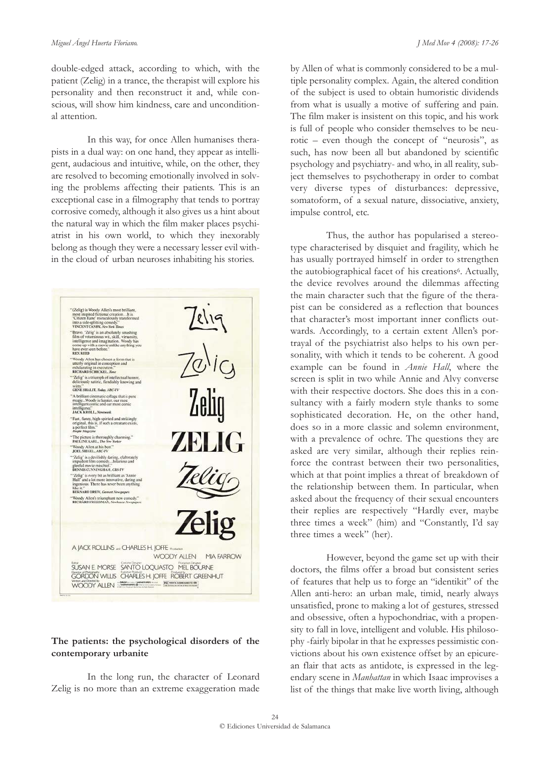double-edged attack, according to which, with the patient (Zelig) in a trance, the therapist will explore his personality and then reconstruct it and, while conscious, will show him kindness, care and unconditional attention.

In this way, for once Allen humanises therapists in a dual way: on one hand, they appear as intelligent, audacious and intuitive, while, on the other, they are resolved to becoming emotionally involved in solving the problems affecting their patients. This is an exceptional case in a filmography that tends to portray corrosive comedy, although it also gives us a hint about the natural way in which the film maker places psychiatrist in his own world, to which they inexorably belong as though they were a necessary lesser evil within the cloud of urban neuroses inhabiting his stories.

## The patients: the psychological disorders of the contemporary urbanite

In the long run, the character of Leonard Zelig is no more than an extreme exaggeration made by Allen of what is commonly considered to be a multiple personality complex. Again, the altered condition of the subject is used to obtain humoristic dividends from what is usually a motive of suffering and pain. The film maker is insistent on this topic, and his work is full of people who consider themselves to be neurotic – even though the concept of "neurosis", as such, has now been all but abandoned by scientific psychology and psychiatry- and who, in all reality, subject themselves to psychotherapy in order to combat very diverse types of disturbances: depressive, somatoform, of a sexual nature, dissociative, anxiety, impulse control, etc.

Thus, the author has popularised a stereotype characterised by disquiet and fragility, which he has usually portrayed himself in order to strengthen the autobiographical facet of his creations[6]. Actually, the device revolves around the dilemmas affecting the main character such that the figure of the therapist can be considered as a reflection that bounces that character's most important inner conflicts outwards. Accordingly, to a certain extent Allen's portrayal of the psychiatrist also helps to his own personality, with which it tends to be coherent. A good example can be found in *Annie Hall*, where the screen is split in two while Annie and Alvy converse with their respective doctors. She does this in a consultancy with a fairly modern style thanks to some sophisticated decoration. He, on the other hand, does so in a more classic and solemn environment, with a prevalence of ochre. The questions they are asked are very similar, although their replies reinforce the contrast between their two personalities, which at that point implies a threat of breakdown of the relationship between them. In particular, when asked about the frequency of their sexual encounters their replies are respectively "Hardly ever, maybe three times a week" (him) and "Constantly, I'd say three times a week" (her).

However, beyond the game set up with their doctors, the films offer a broad but consistent series of features that help us to forge an "identikit" of the Allen anti-hero: an urban male, timid, nearly always unsatisfied, prone to making a lot of gestures, stressed and obsessive, often a hypochondriac, with a propensity to fall in love, intelligent and voluble. His philosophy -fairly bipolar in that he expresses pessimistic convictions about his own existence offset by an epicurean flair that acts as antidote, is expressed in the legendary scene in *Manhattan* in which Isaac improvises a list of the things that make live worth living, although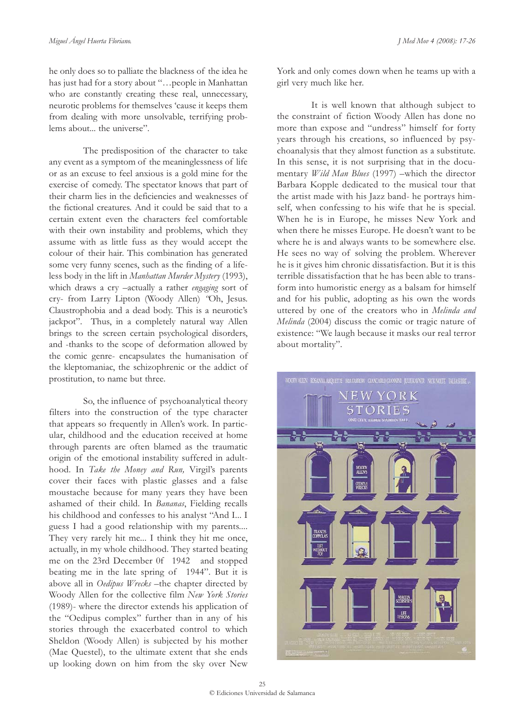he only does so to palliate the blackness of the idea he has just had for a story about "…people in Manhattan who are constantly creating these real, unnecessary, neurotic problems for themselves 'cause it keeps them from dealing with more unsolvable, terrifying problems about... the universe".

The predisposition of the character to take any event as a symptom of the meaninglessness of life or as an excuse to feel anxious is a gold mine for the exercise of comedy. The spectator knows that part of their charm lies in the deficiencies and weaknesses of the fictional creatures. And it could be said that to a certain extent even the characters feel comfortable with their own instability and problems, which they assume with as little fuss as they would accept the colour of their hair. This combination has generated some very funny scenes, such as the finding of a lifeless body in the lift in *Manhattan Murder Mystery* (1993), which draws a cry –actually a rather *engaging* sort of cry- from Larry Lipton (Woody Allen) "Oh, Jesus. Claustrophobia and a dead body. This is a neurotic's jackpot". Thus, in a completely natural way Allen brings to the screen certain psychological disorders, and -thanks to the scope of deformation allowed by the comic genre- encapsulates the humanisation of the kleptomaniac, the schizophrenic or the addict of prostitution, to name but three.

So, the influence of psychoanalytical theory filters into the construction of the type character that appears so frequently in Allen's work. In particular, childhood and the education received at home through parents are often blamed as the traumatic origin of the emotional instability suffered in adulthood. In *Take the Money and Run,* Virgil's parents cover their faces with plastic glasses and a false moustache because for many years they have been ashamed of their child. In *Bananas*, Fielding recalls his childhood and confesses to his analyst "And I... I guess I had a good relationship with my parents.... They very rarely hit me... I think they hit me once, actually, in my whole childhood. They started beating me on the 23rd December 0f 1942 and stopped beating me in the late spring of 1944". But it is above all in *Oedipus Wrecks* –the chapter directed by Woody Allen for the collective film *New York Stories* (1989)- where the director extends his application of the "Oedipus complex" further than in any of his stories through the exacerbated control to which Sheldon (Woody Allen) is subjected by his mother (Mae Questel), to the ultimate extent that she ends up looking down on him from the sky over New York and only comes down when he teams up with a girl very much like her.

It is well known that although subject to the constraint of fiction Woody Allen has done no more than expose and "undress" himself for forty years through his creations, so influenced by psychoanalysis that they almost function as a substitute. In this sense, it is not surprising that in the documentary *Wild Man Blues* (1997) –which the director Barbara Kopple dedicated to the musical tour that the artist made with his Jazz band- he portrays himself, when confessing to his wife that he is special. When he is in Europe, he misses New York and when there he misses Europe. He doesn't want to be where he is and always wants to be somewhere else. He sees no way of solving the problem. Wherever he is it gives him chronic dissatisfaction. But it is this terrible dissatisfaction that he has been able to transform into humoristic energy as a balsam for himself and for his public, adopting as his own the words uttered by one of the creators who in *Melinda and Melinda* (2004) discuss the comic or tragic nature of existence: "We laugh because it masks our real terror about mortality".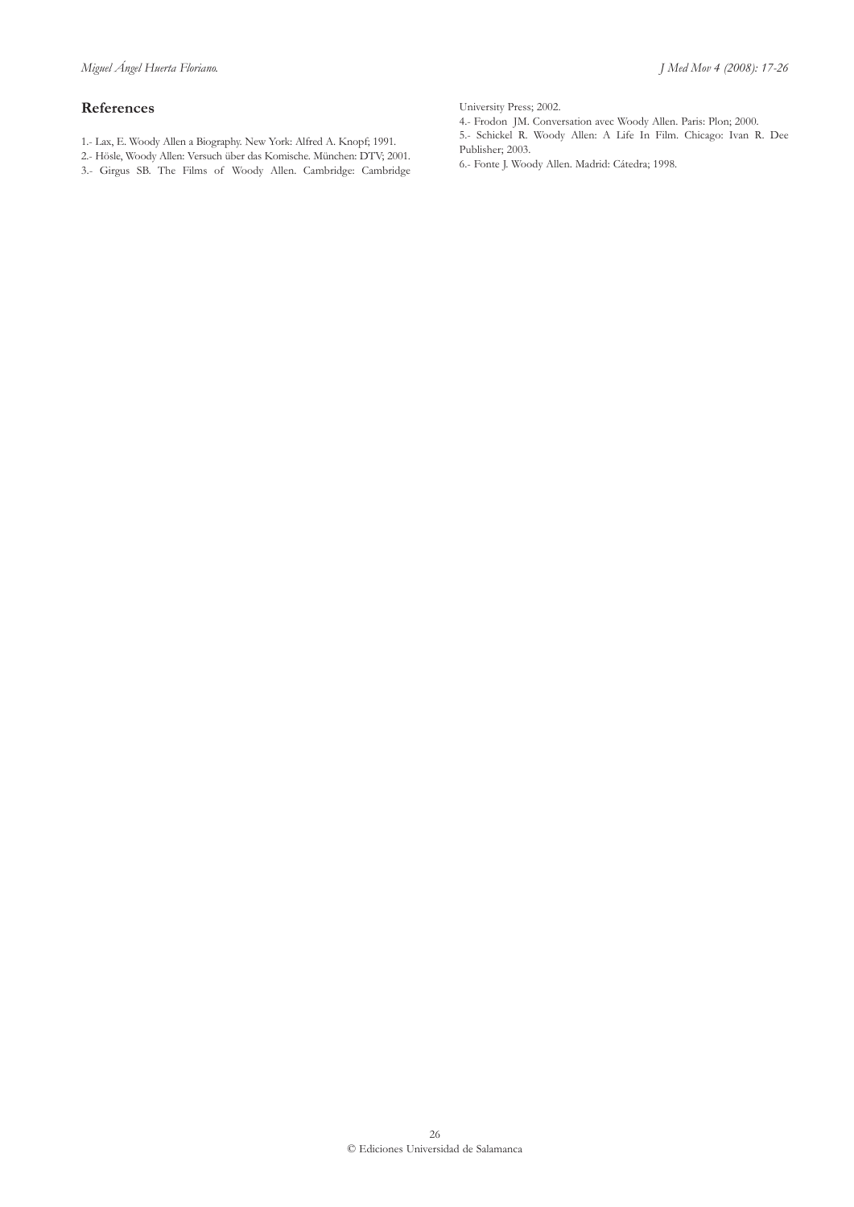## References

1.- Lax, E. Woody Allen a Biography. New York: Alfred A. Knopf; 1991.

2.- Hösle, Woody Allen: Versuch über das Komische. München: DTV; 2001.

3.- Girgus SB. The Films of Woody Allen. Cambridge: Cambridge University Press; 2002.

4.- Frodon JM. Conversation avec Woody Allen. Paris: Plon; 2000.

5.- Schickel R. Woody Allen: A Life In Film. Chicago: Ivan R. Dee Publisher; 2003.

6.- Fonte J. Woody Allen. Madrid: Cátedra; 1998.

© Ediciones Universidad de Salamanca